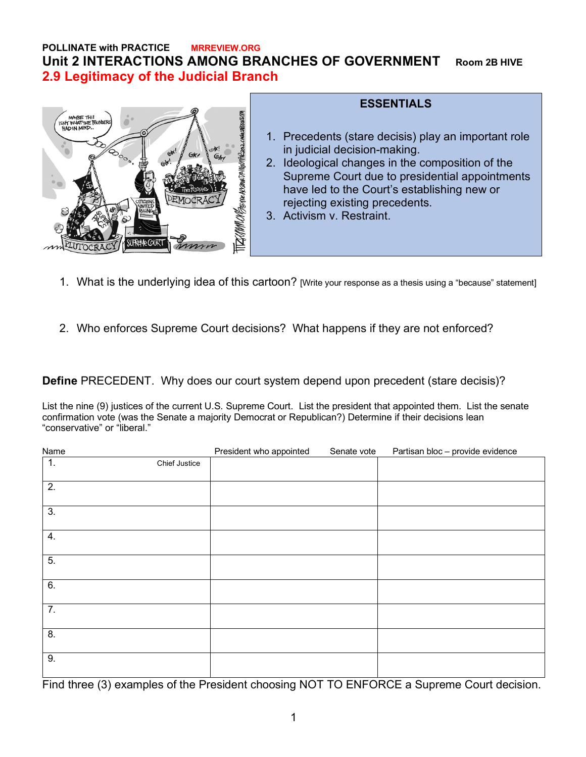**POLLINATE with PRACTICE** **MRREVIEW.ORG**

# Unit 2 INTERACTIONS AMONG BRANCHES OF GOVERNMENT **Room 2B HIVE**

## 2.9 Legitimacy of the Judicial Branch

### ESSENTIALS

1. Precedents (stare decisis) play an important role in judicial decision-making.
2. Ideological changes in the composition of the Supreme Court due to presidential appointments have led to the Court's establishing new or rejecting existing precedents.
3. Activism v. Restraint.

1. What is the underlying idea of this cartoon? [Write your response as a thesis using a "because" statement]

2. Who enforces Supreme Court decisions? What happens if they are not enforced?

**Define** PRECEDENT. Why does our court system depend upon precedent (stare decisis)?

List the nine (9) justices of the current U.S. Supreme Court. List the president that appointed them. List the senate confirmation vote (was the Senate a majority Democrat or Republican?) Determine if their decisions lean "conservative" or "liberal."

| Name | President who appointed / Senate vote | Partisan bloc – provide evidence |
|---|---|---|
| 1. Chief Justice | | |
| 2. | | |
| 3. | | |
| 4. | | |
| 5. | | |
| 6. | | |
| 7. | | |
| 8. | | |
| 9. | | |

Find three (3) examples of the President choosing NOT TO ENFORCE a Supreme Court decision.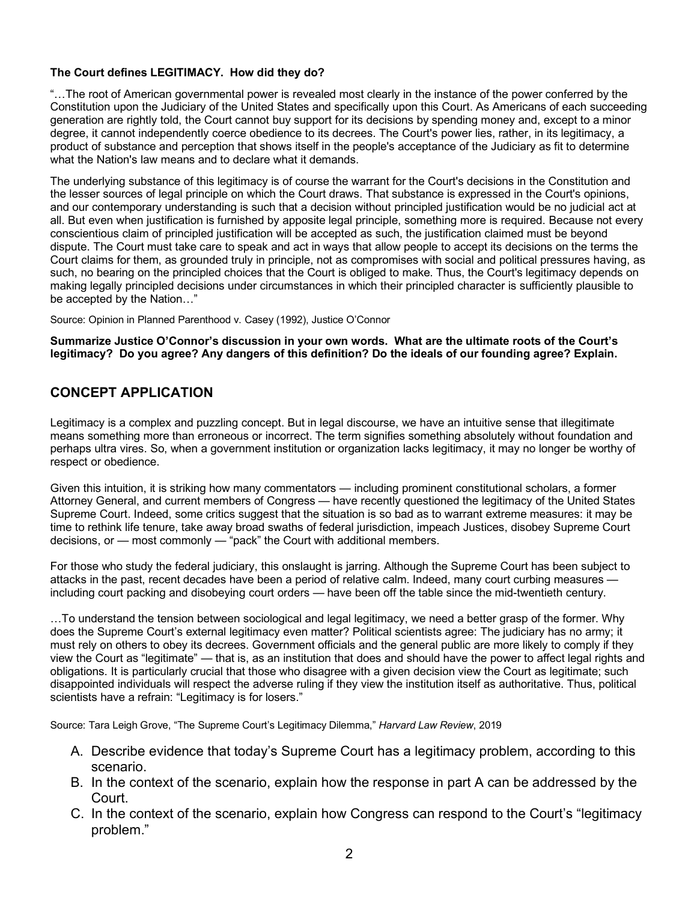**The Court defines LEGITIMACY. How did they do?**

"…The root of American governmental power is revealed most clearly in the instance of the power conferred by the Constitution upon the Judiciary of the United States and specifically upon this Court. As Americans of each succeeding generation are rightly told, the Court cannot buy support for its decisions by spending money and, except to a minor degree, it cannot independently coerce obedience to its decrees. The Court's power lies, rather, in its legitimacy, a product of substance and perception that shows itself in the people's acceptance of the Judiciary as fit to determine what the Nation's law means and to declare what it demands.

The underlying substance of this legitimacy is of course the warrant for the Court's decisions in the Constitution and the lesser sources of legal principle on which the Court draws. That substance is expressed in the Court's opinions, and our contemporary understanding is such that a decision without principled justification would be no judicial act at all. But even when justification is furnished by apposite legal principle, something more is required. Because not every conscientious claim of principled justification will be accepted as such, the justification claimed must be beyond dispute. The Court must take care to speak and act in ways that allow people to accept its decisions on the terms the Court claims for them, as grounded truly in principle, not as compromises with social and political pressures having, as such, no bearing on the principled choices that the Court is obliged to make. Thus, the Court's legitimacy depends on making legally principled decisions under circumstances in which their principled character is sufficiently plausible to be accepted by the Nation…"

Source: Opinion in Planned Parenthood v. Casey (1992), Justice O'Connor

**Summarize Justice O'Connor's discussion in your own words. What are the ultimate roots of the Court's legitimacy? Do you agree? Any dangers of this definition? Do the ideals of our founding agree? Explain.**

## CONCEPT APPLICATION

Legitimacy is a complex and puzzling concept. But in legal discourse, we have an intuitive sense that illegitimate means something more than erroneous or incorrect. The term signifies something absolutely without foundation and perhaps ultra vires. So, when a government institution or organization lacks legitimacy, it may no longer be worthy of respect or obedience.

Given this intuition, it is striking how many commentators — including prominent constitutional scholars, a former Attorney General, and current members of Congress — have recently questioned the legitimacy of the United States Supreme Court. Indeed, some critics suggest that the situation is so bad as to warrant extreme measures: it may be time to rethink life tenure, take away broad swaths of federal jurisdiction, impeach Justices, disobey Supreme Court decisions, or — most commonly — "pack" the Court with additional members.

For those who study the federal judiciary, this onslaught is jarring. Although the Supreme Court has been subject to attacks in the past, recent decades have been a period of relative calm. Indeed, many court curbing measures — including court packing and disobeying court orders — have been off the table since the mid-twentieth century.

…To understand the tension between sociological and legal legitimacy, we need a better grasp of the former. Why does the Supreme Court's external legitimacy even matter? Political scientists agree: The judiciary has no army; it must rely on others to obey its decrees. Government officials and the general public are more likely to comply if they view the Court as "legitimate" — that is, as an institution that does and should have the power to affect legal rights and obligations. It is particularly crucial that those who disagree with a given decision view the Court as legitimate; such disappointed individuals will respect the adverse ruling if they view the institution itself as authoritative. Thus, political scientists have a refrain: "Legitimacy is for losers."

Source: Tara Leigh Grove, "The Supreme Court's Legitimacy Dilemma," *Harvard Law Review*, 2019

A. Describe evidence that today's Supreme Court has a legitimacy problem, according to this scenario.
B. In the context of the scenario, explain how the response in part A can be addressed by the Court.
C. In the context of the scenario, explain how Congress can respond to the Court's "legitimacy problem."